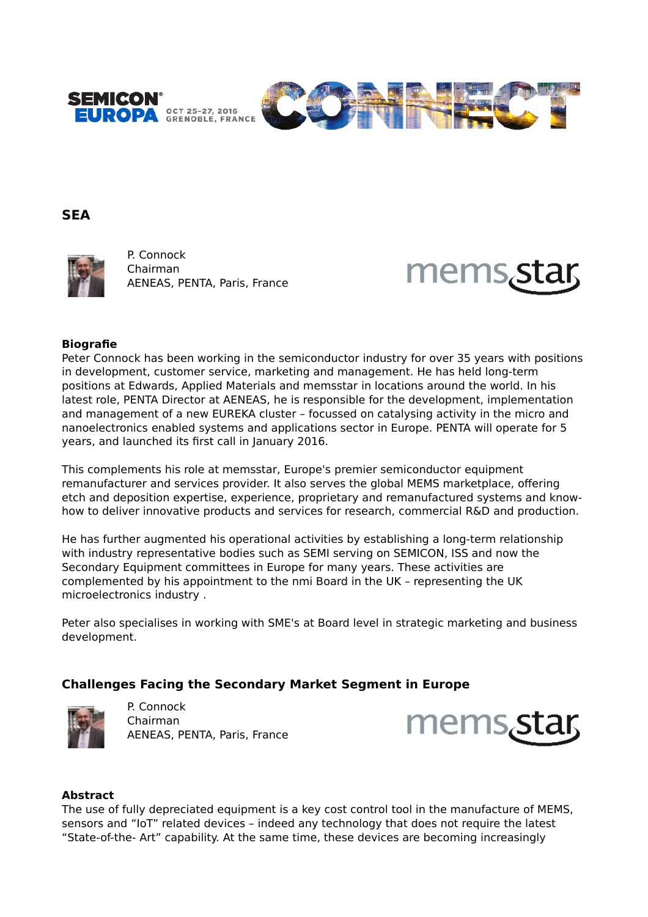SEMICON EUROPA OCT 25-27, 2016 GRENOBLE, FRANCE CONNECT

## SEA

P. Connock
Chairman
AENEAS, PENTA, Paris, France

**Biografie**

Peter Connock has been working in the semiconductor industry for over 35 years with positions in development, customer service, marketing and management. He has held long-term positions at Edwards, Applied Materials and memsstar in locations around the world. In his latest role, PENTA Director at AENEAS, he is responsible for the development, implementation and management of a new EUREKA cluster – focussed on catalysing activity in the micro and nanoelectronics enabled systems and applications sector in Europe. PENTA will operate for 5 years, and launched its first call in January 2016.

This complements his role at memsstar, Europe's premier semiconductor equipment remanufacturer and services provider. It also serves the global MEMS marketplace, offering etch and deposition expertise, experience, proprietary and remanufactured systems and know-how to deliver innovative products and services for research, commercial R&D and production.

He has further augmented his operational activities by establishing a long-term relationship with industry representative bodies such as SEMI serving on SEMICON, ISS and now the Secondary Equipment committees in Europe for many years. These activities are complemented by his appointment to the nmi Board in the UK – representing the UK microelectronics industry .

Peter also specialises in working with SME's at Board level in strategic marketing and business development.

## Challenges Facing the Secondary Market Segment in Europe

P. Connock
Chairman
AENEAS, PENTA, Paris, France

**Abstract**

The use of fully depreciated equipment is a key cost control tool in the manufacture of MEMS, sensors and “IoT” related devices – indeed any technology that does not require the latest “State-of-the- Art” capability. At the same time, these devices are becoming increasingly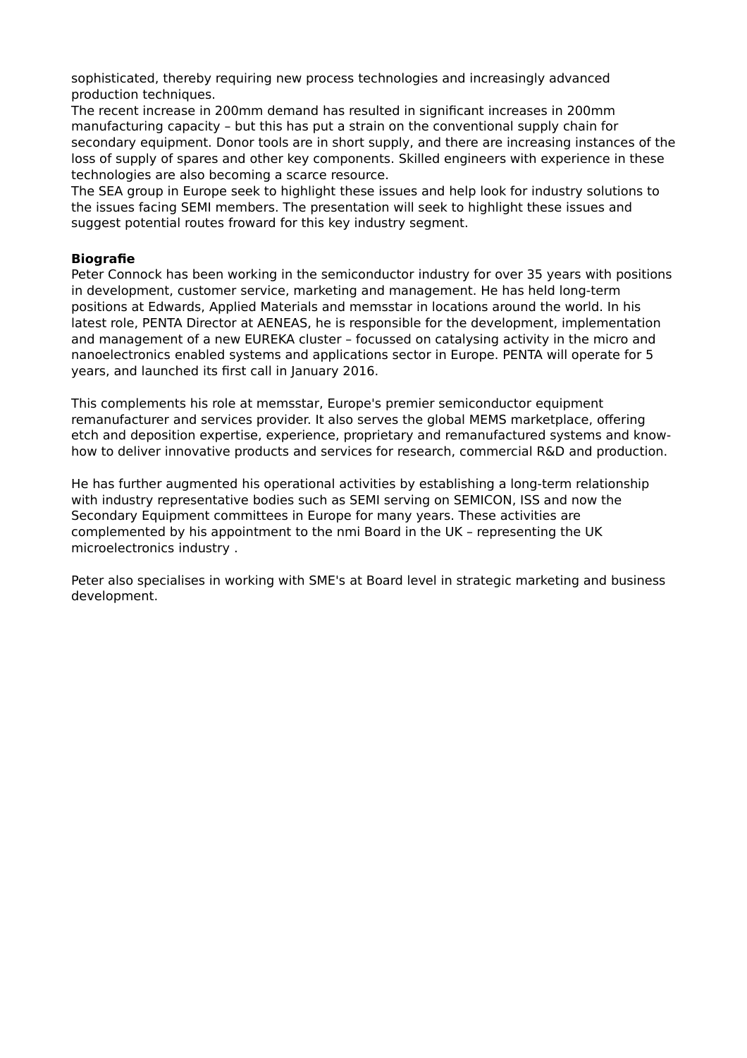sophisticated, thereby requiring new process technologies and increasingly advanced production techniques.
The recent increase in 200mm demand has resulted in significant increases in 200mm manufacturing capacity – but this has put a strain on the conventional supply chain for secondary equipment. Donor tools are in short supply, and there are increasing instances of the loss of supply of spares and other key components. Skilled engineers with experience in these technologies are also becoming a scarce resource.
The SEA group in Europe seek to highlight these issues and help look for industry solutions to the issues facing SEMI members. The presentation will seek to highlight these issues and suggest potential routes froward for this key industry segment.

**Biografie**
Peter Connock has been working in the semiconductor industry for over 35 years with positions in development, customer service, marketing and management. He has held long-term positions at Edwards, Applied Materials and memsstar in locations around the world. In his latest role, PENTA Director at AENEAS, he is responsible for the development, implementation and management of a new EUREKA cluster – focussed on catalysing activity in the micro and nanoelectronics enabled systems and applications sector in Europe. PENTA will operate for 5 years, and launched its first call in January 2016.

This complements his role at memsstar, Europe's premier semiconductor equipment remanufacturer and services provider. It also serves the global MEMS marketplace, offering etch and deposition expertise, experience, proprietary and remanufactured systems and know-how to deliver innovative products and services for research, commercial R&D and production.

He has further augmented his operational activities by establishing a long-term relationship with industry representative bodies such as SEMI serving on SEMICON, ISS and now the Secondary Equipment committees in Europe for many years. These activities are complemented by his appointment to the nmi Board in the UK – representing the UK microelectronics industry .

Peter also specialises in working with SME's at Board level in strategic marketing and business development.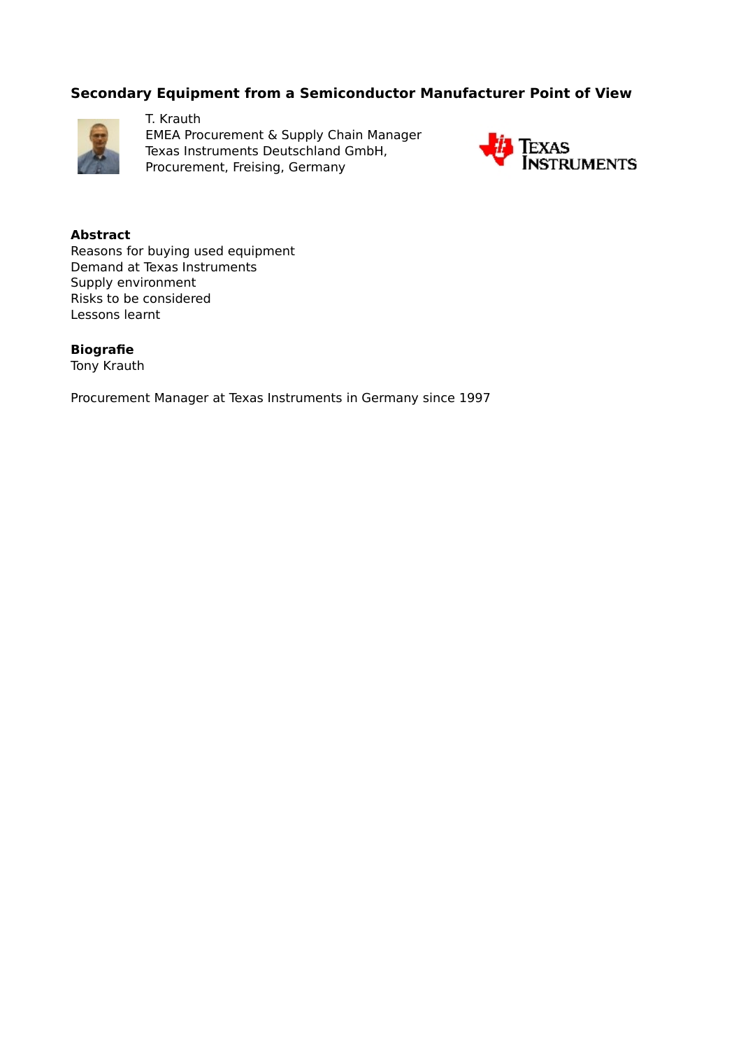# Secondary Equipment from a Semiconductor Manufacturer Point of View

T. Krauth
EMEA Procurement & Supply Chain Manager
Texas Instruments Deutschland GmbH,
Procurement, Freising, Germany

## Abstract

Reasons for buying used equipment
Demand at Texas Instruments
Supply environment
Risks to be considered
Lessons learnt

## Biografie

Tony Krauth

Procurement Manager at Texas Instruments in Germany since 1997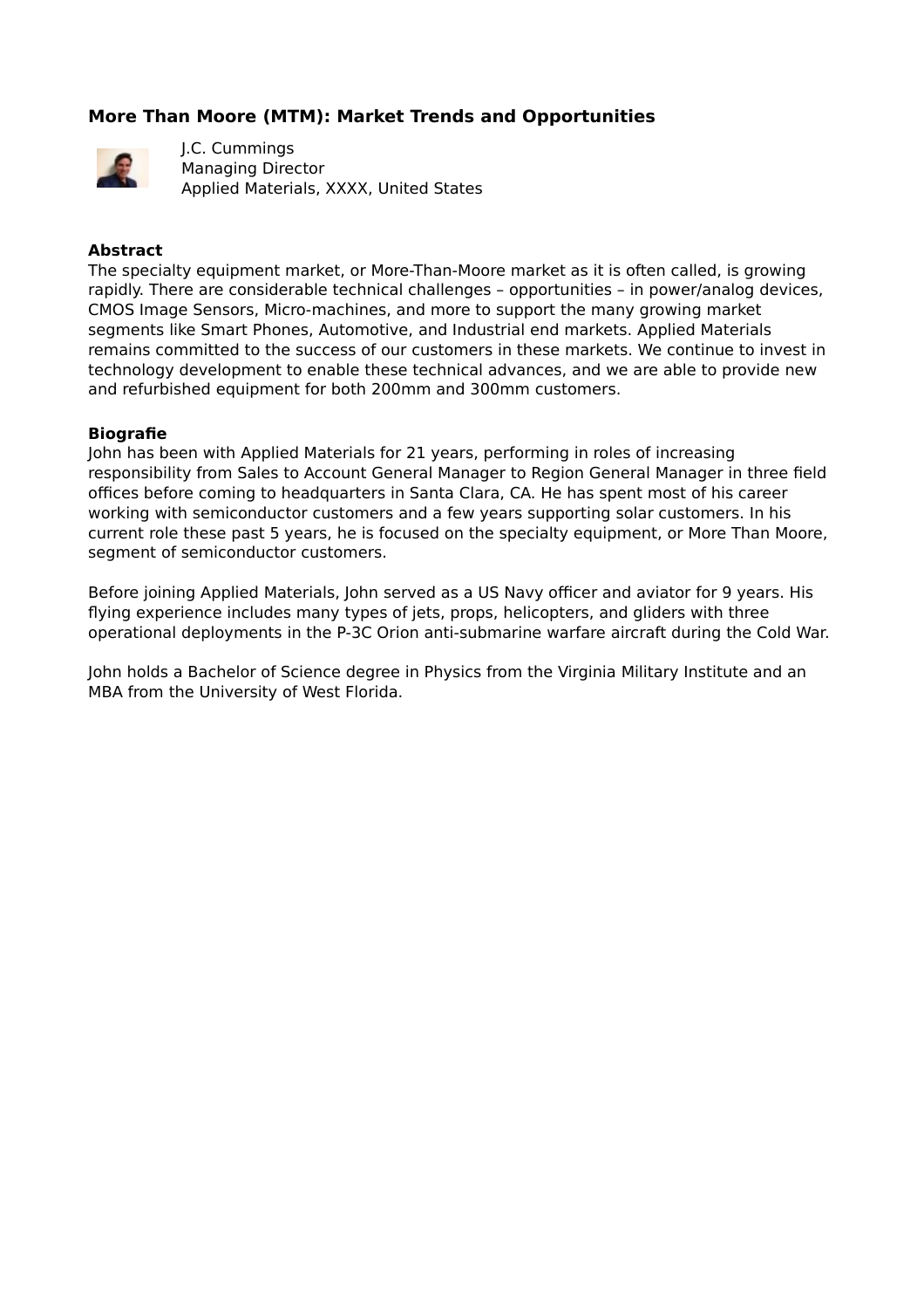## More Than Moore (MTM): Market Trends and Opportunities

J.C. Cummings
Managing Director
Applied Materials, XXXX, United States

### Abstract

The specialty equipment market, or More-Than-Moore market as it is often called, is growing rapidly. There are considerable technical challenges – opportunities – in power/analog devices, CMOS Image Sensors, Micro-machines, and more to support the many growing market segments like Smart Phones, Automotive, and Industrial end markets. Applied Materials remains committed to the success of our customers in these markets. We continue to invest in technology development to enable these technical advances, and we are able to provide new and refurbished equipment for both 200mm and 300mm customers.

### Biografie

John has been with Applied Materials for 21 years, performing in roles of increasing responsibility from Sales to Account General Manager to Region General Manager in three field offices before coming to headquarters in Santa Clara, CA. He has spent most of his career working with semiconductor customers and a few years supporting solar customers. In his current role these past 5 years, he is focused on the specialty equipment, or More Than Moore, segment of semiconductor customers.

Before joining Applied Materials, John served as a US Navy officer and aviator for 9 years. His flying experience includes many types of jets, props, helicopters, and gliders with three operational deployments in the P-3C Orion anti-submarine warfare aircraft during the Cold War.

John holds a Bachelor of Science degree in Physics from the Virginia Military Institute and an MBA from the University of West Florida.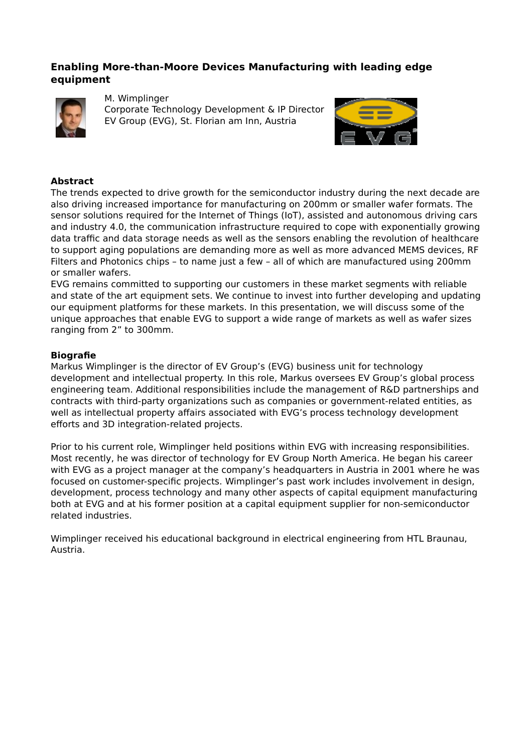## Enabling More-than-Moore Devices Manufacturing with leading edge equipment

M. Wimplinger
Corporate Technology Development & IP Director
EV Group (EVG), St. Florian am Inn, Austria

**Abstract**

The trends expected to drive growth for the semiconductor industry during the next decade are also driving increased importance for manufacturing on 200mm or smaller wafer formats. The sensor solutions required for the Internet of Things (IoT), assisted and autonomous driving cars and industry 4.0, the communication infrastructure required to cope with exponentially growing data traffic and data storage needs as well as the sensors enabling the revolution of healthcare to support aging populations are demanding more as well as more advanced MEMS devices, RF Filters and Photonics chips – to name just a few – all of which are manufactured using 200mm or smaller wafers.

EVG remains committed to supporting our customers in these market segments with reliable and state of the art equipment sets. We continue to invest into further developing and updating our equipment platforms for these markets. In this presentation, we will discuss some of the unique approaches that enable EVG to support a wide range of markets as well as wafer sizes ranging from 2" to 300mm.

**Biografie**

Markus Wimplinger is the director of EV Group's (EVG) business unit for technology development and intellectual property. In this role, Markus oversees EV Group's global process engineering team. Additional responsibilities include the management of R&D partnerships and contracts with third-party organizations such as companies or government-related entities, as well as intellectual property affairs associated with EVG's process technology development efforts and 3D integration-related projects.

Prior to his current role, Wimplinger held positions within EVG with increasing responsibilities. Most recently, he was director of technology for EV Group North America. He began his career with EVG as a project manager at the company's headquarters in Austria in 2001 where he was focused on customer-specific projects. Wimplinger's past work includes involvement in design, development, process technology and many other aspects of capital equipment manufacturing both at EVG and at his former position at a capital equipment supplier for non-semiconductor related industries.

Wimplinger received his educational background in electrical engineering from HTL Braunau, Austria.